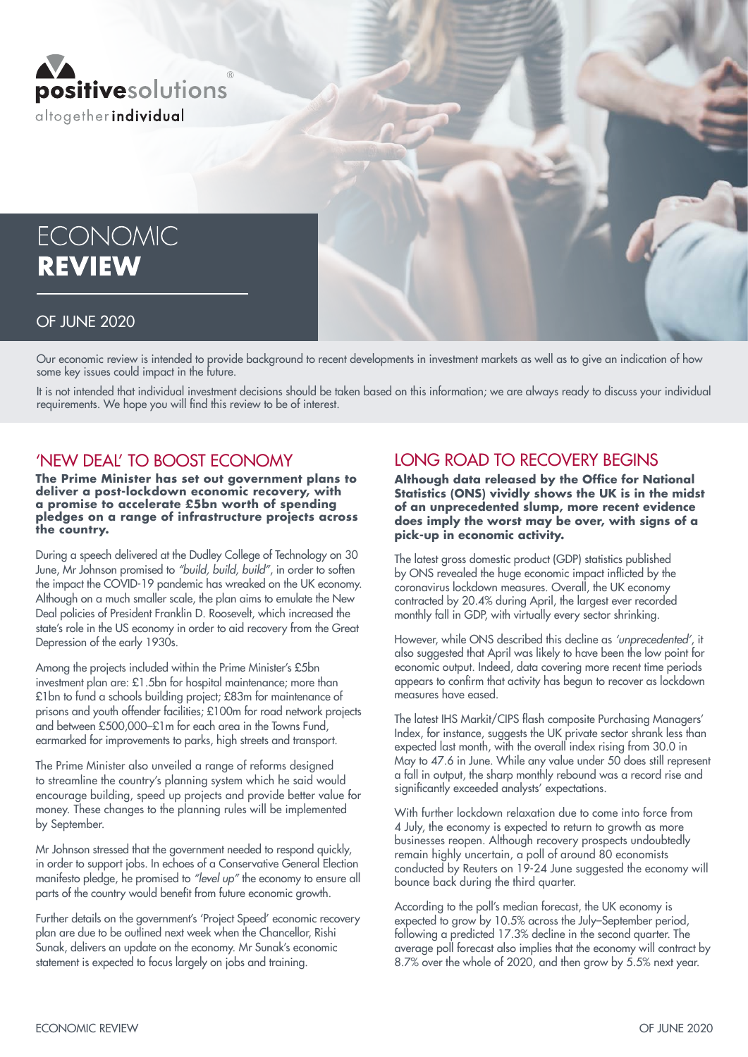positivesolutions®

altogether**individual**

# ECONOMIC **REVIEW**

## OF JUNE 2020

Our economic review is intended to provide background to recent developments in investment markets as well as to give an indication of how some key issues could impact in the future.

It is not intended that individual investment decisions should be taken based on this information; we are always ready to discuss your individual requirements. We hope you will find this review to be of interest.

## 'NEW DEAL' TO BOOST ECONOMY

**The Prime Minister has set out government plans to deliver a post-lockdown economic recovery, with a promise to accelerate £5bn worth of spending pledges on a range of infrastructure projects across the country.**

During a speech delivered at the Dudley College of Technology on 30 June, Mr Johnson promised to *"build, build, build"*, in order to soften the impact the COVID-19 pandemic has wreaked on the UK economy. Although on a much smaller scale, the plan aims to emulate the New Deal policies of President Franklin D. Roosevelt, which increased the state's role in the US economy in order to aid recovery from the Great Depression of the early 1930s.

Among the projects included within the Prime Minister's £5bn investment plan are: £1.5bn for hospital maintenance; more than £1bn to fund a schools building project; £83m for maintenance of prisons and youth offender facilities; £100m for road network projects and between £500,000–£1m for each area in the Towns Fund, earmarked for improvements to parks, high streets and transport.

The Prime Minister also unveiled a range of reforms designed to streamline the country's planning system which he said would encourage building, speed up projects and provide better value for money. These changes to the planning rules will be implemented by September.

Mr Johnson stressed that the government needed to respond quickly, in order to support jobs. In echoes of a Conservative General Election manifesto pledge, he promised to *"level up"* the economy to ensure all parts of the country would benefit from future economic growth.

Further details on the government's 'Project Speed' economic recovery plan are due to be outlined next week when the Chancellor, Rishi Sunak, delivers an update on the economy. Mr Sunak's economic statement is expected to focus largely on jobs and training.

## LONG ROAD TO RECOVERY BEGINS

**Although data released by the Office for National Statistics (ONS) vividly shows the UK is in the midst of an unprecedented slump, more recent evidence does imply the worst may be over, with signs of a pick-up in economic activity.**

The latest gross domestic product (GDP) statistics published by ONS revealed the huge economic impact inflicted by the coronavirus lockdown measures. Overall, the UK economy contracted by 20.4% during April, the largest ever recorded monthly fall in GDP, with virtually every sector shrinking.

However, while ONS described this decline as *'unprecedented'*, it also suggested that April was likely to have been the low point for economic output. Indeed, data covering more recent time periods appears to confirm that activity has begun to recover as lockdown measures have eased.

The latest IHS Markit/CIPS flash composite Purchasing Managers' Index, for instance, suggests the UK private sector shrank less than expected last month, with the overall index rising from 30.0 in May to 47.6 in June. While any value under 50 does still represent a fall in output, the sharp monthly rebound was a record rise and significantly exceeded analysts' expectations.

With further lockdown relaxation due to come into force from 4 July, the economy is expected to return to growth as more businesses reopen. Although recovery prospects undoubtedly remain highly uncertain, a poll of around 80 economists conducted by Reuters on 19-24 June suggested the economy will bounce back during the third quarter.

According to the poll's median forecast, the UK economy is expected to grow by 10.5% across the July–September period, following a predicted 17.3% decline in the second quarter. The average poll forecast also implies that the economy will contract by 8.7% over the whole of 2020, and then grow by 5.5% next year.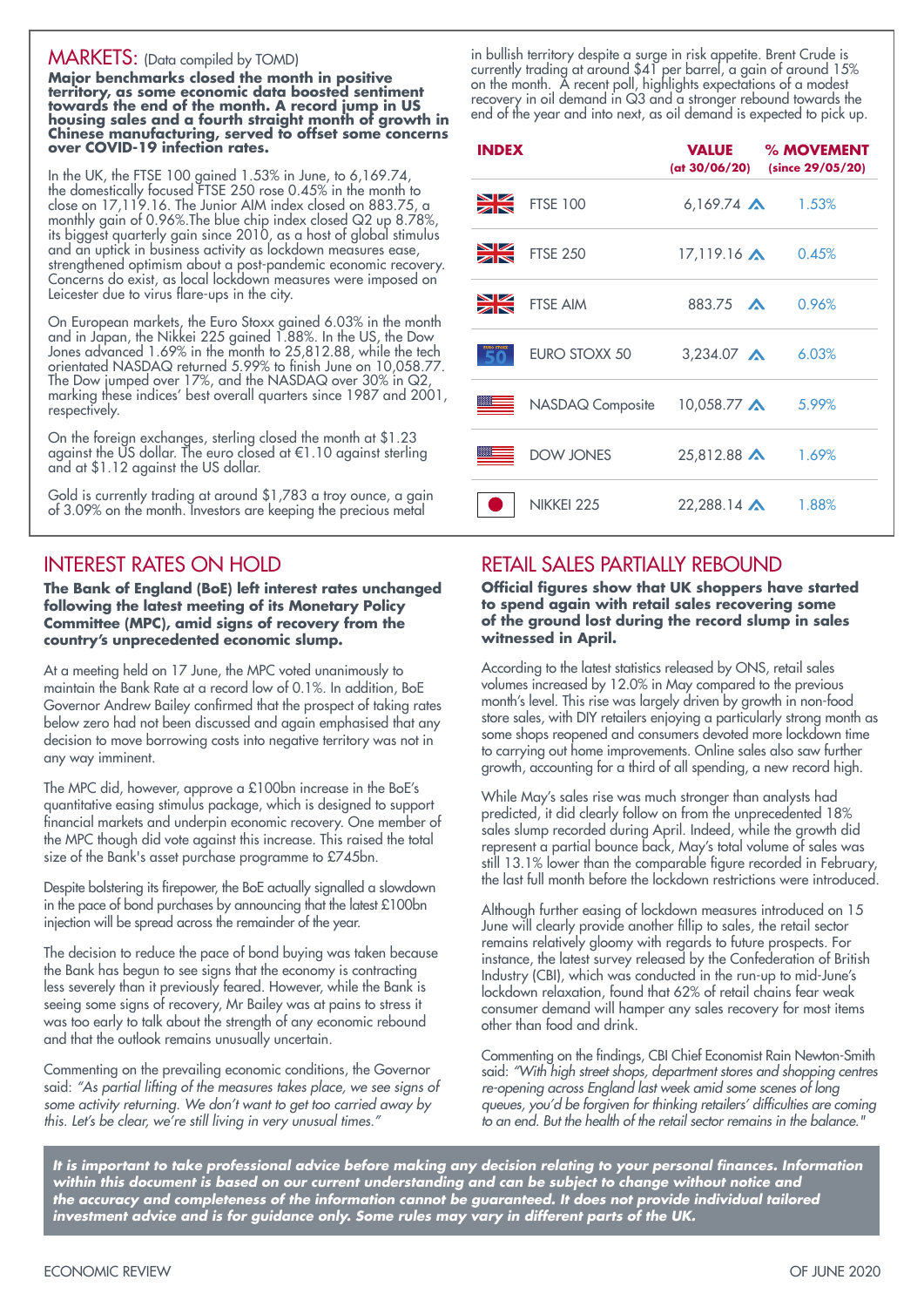## MARKETS: (Data compiled by TOMD)

**Major benchmarks closed the month in positive territory, as some economic data boosted sentiment towards the end of the month. A record jump in US housing sales and a fourth straight month of growth in Chinese manufacturing, served to offset some concerns over COVID-19 infection rates.**

In the UK, the FTSE 100 gained 1.53% in June, to 6,169.74, the domestically focused FTSE 250 rose 0.45% in the month to close on 17,119.16. The Junior AIM index closed on 883.75, a monthly gain of 0.96%.The blue chip index closed Q2 up 8.78%, its biggest quarterly gain since 2010, as a host of global stimulus and an uptick in business activity as lockdown measures ease, strengthened optimism about a post-pandemic economic recovery. Concerns do exist, as local lockdown measures were imposed on Leicester due to virus flare-ups in the city.

On European markets, the Euro Stoxx gained 6.03% in the month and in Japan, the Nikkei 225 gained 1.88%. In the US, the Dow Jones advanced 1.69% in the month to 25,812.88, while the tech orientated NASDAQ returned 5.99% to finish June on 10,058.77. The Dow jumped over 17%, and the NASDAQ over 30% in Q2, marking these indices' best overall quarters since 1987 and 2001, respectively.

On the foreign exchanges, sterling closed the month at $1.23 against the US dollar. The euro closed at €1.10 against sterling and at $1.12 against the US dollar.

Gold is currently trading at around $1,783 a troy ounce, a gain of 3.09% on the month. Investors are keeping the precious metal in bullish territory despite a surge in risk appetite. Brent Crude is currently trading at around $41 per barrel, a gain of around 15% on the month. A recent poll, highlights expectations of a modest recovery in oil demand in Q3 and a stronger rebound towards the end of the year and into next, as oil demand is expected to pick up.

| INDEX | VALUE (at 30/06/20) | % MOVEMENT (since 29/05/20) |
|---|---|---|
| FTSE 100 | 6,169.74 | 1.53% |
| FTSE 250 | 17,119.16 | 0.45% |
| FTSE AIM | 883.75 | 0.96% |
| EURO STOXX 50 | 3,234.07 | 6.03% |
| NASDAQ Composite | 10,058.77 | 5.99% |
| DOW JONES | 25,812.88 | 1.69% |
| NIKKEI 225 | 22,288.14 | 1.88% |

## INTEREST RATES ON HOLD

**The Bank of England (BoE) left interest rates unchanged following the latest meeting of its Monetary Policy Committee (MPC), amid signs of recovery from the country's unprecedented economic slump.**

At a meeting held on 17 June, the MPC voted unanimously to maintain the Bank Rate at a record low of 0.1%. In addition, BoE Governor Andrew Bailey confirmed that the prospect of taking rates below zero had not been discussed and again emphasised that any decision to move borrowing costs into negative territory was not in any way imminent.

The MPC did, however, approve a £100bn increase in the BoE's quantitative easing stimulus package, which is designed to support financial markets and underpin economic recovery. One member of the MPC though did vote against this increase. This raised the total size of the Bank's asset purchase programme to £745bn.

Despite bolstering its firepower, the BoE actually signalled a slowdown in the pace of bond purchases by announcing that the latest £100bn injection will be spread across the remainder of the year.

The decision to reduce the pace of bond buying was taken because the Bank has begun to see signs that the economy is contracting less severely than it previously feared. However, while the Bank is seeing some signs of recovery, Mr Bailey was at pains to stress it was too early to talk about the strength of any economic rebound and that the outlook remains unusually uncertain.

Commenting on the prevailing economic conditions, the Governor said: *"As partial lifting of the measures takes place, we see signs of some activity returning. We don't want to get too carried away by this. Let's be clear, we're still living in very unusual times."*

## RETAIL SALES PARTIALLY REBOUND

**Official figures show that UK shoppers have started to spend again with retail sales recovering some of the ground lost during the record slump in sales witnessed in April.**

According to the latest statistics released by ONS, retail sales volumes increased by 12.0% in May compared to the previous month's level. This rise was largely driven by growth in non-food store sales, with DIY retailers enjoying a particularly strong month as some shops reopened and consumers devoted more lockdown time to carrying out home improvements. Online sales also saw further growth, accounting for a third of all spending, a new record high.

While May's sales rise was much stronger than analysts had predicted, it did clearly follow on from the unprecedented 18% sales slump recorded during April. Indeed, while the growth did represent a partial bounce back, May's total volume of sales was still 13.1% lower than the comparable figure recorded in February, the last full month before the lockdown restrictions were introduced.

Although further easing of lockdown measures introduced on 15 June will clearly provide another fillip to sales, the retail sector remains relatively gloomy with regards to future prospects. For instance, the latest survey released by the Confederation of British Industry (CBI), which was conducted in the run-up to mid-June's lockdown relaxation, found that 62% of retail chains fear weak consumer demand will hamper any sales recovery for most items other than food and drink.

Commenting on the findings, CBI Chief Economist Rain Newton-Smith said: *"With high street shops, department stores and shopping centres re-opening across England last week amid some scenes of long queues, you'd be forgiven for thinking retailers' difficulties are coming to an end. But the health of the retail sector remains in the balance."*

***It is important to take professional advice before making any decision relating to your personal finances. Information within this document is based on our current understanding and can be subject to change without notice and the accuracy and completeness of the information cannot be guaranteed. It does not provide individual tailored investment advice and is for guidance only. Some rules may vary in different parts of the UK.***